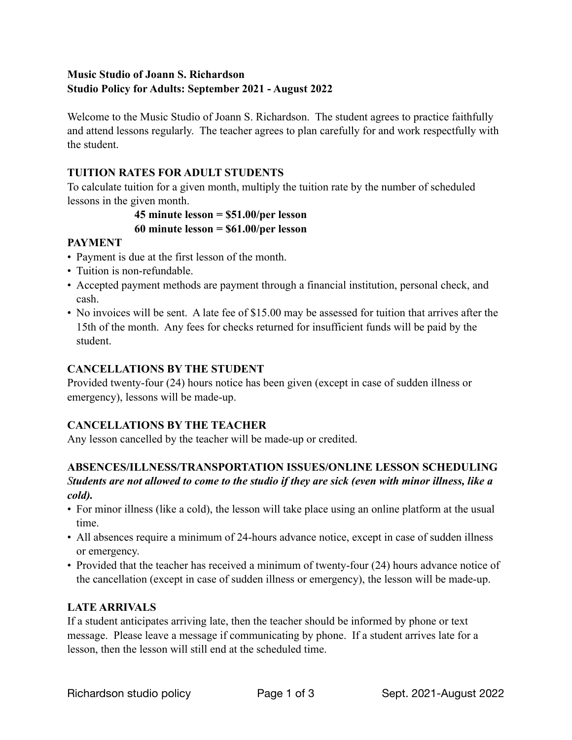**Music Studio of Joann S. Richardson**
**Studio Policy for Adults: September 2021 - August 2022**

Welcome to the Music Studio of Joann S. Richardson. The student agrees to practice faithfully and attend lessons regularly. The teacher agrees to plan carefully for and work respectfully with the student.

## TUITION RATES FOR ADULT STUDENTS

To calculate tuition for a given month, multiply the tuition rate by the number of scheduled lessons in the given month.

**45 minute lesson = $51.00/per lesson**
**60 minute lesson = $61.00/per lesson**

## PAYMENT

- Payment is due at the first lesson of the month.
- Tuition is non-refundable.
- Accepted payment methods are payment through a financial institution, personal check, and cash.
- No invoices will be sent. A late fee of $15.00 may be assessed for tuition that arrives after the 15th of the month. Any fees for checks returned for insufficient funds will be paid by the student.

## CANCELLATIONS BY THE STUDENT

Provided twenty-four (24) hours notice has been given (except in case of sudden illness or emergency), lessons will be made-up.

## CANCELLATIONS BY THE TEACHER

Any lesson cancelled by the teacher will be made-up or credited.

## ABSENCES/ILLNESS/TRANSPORTATION ISSUES/ONLINE LESSON SCHEDULING

***Students are not allowed to come to the studio if they are sick (even with minor illness, like a cold).***

- For minor illness (like a cold), the lesson will take place using an online platform at the usual time.
- All absences require a minimum of 24-hours advance notice, except in case of sudden illness or emergency.
- Provided that the teacher has received a minimum of twenty-four (24) hours advance notice of the cancellation (except in case of sudden illness or emergency), the lesson will be made-up.

## LATE ARRIVALS

If a student anticipates arriving late, then the teacher should be informed by phone or text message. Please leave a message if communicating by phone. If a student arrives late for a lesson, then the lesson will still end at the scheduled time.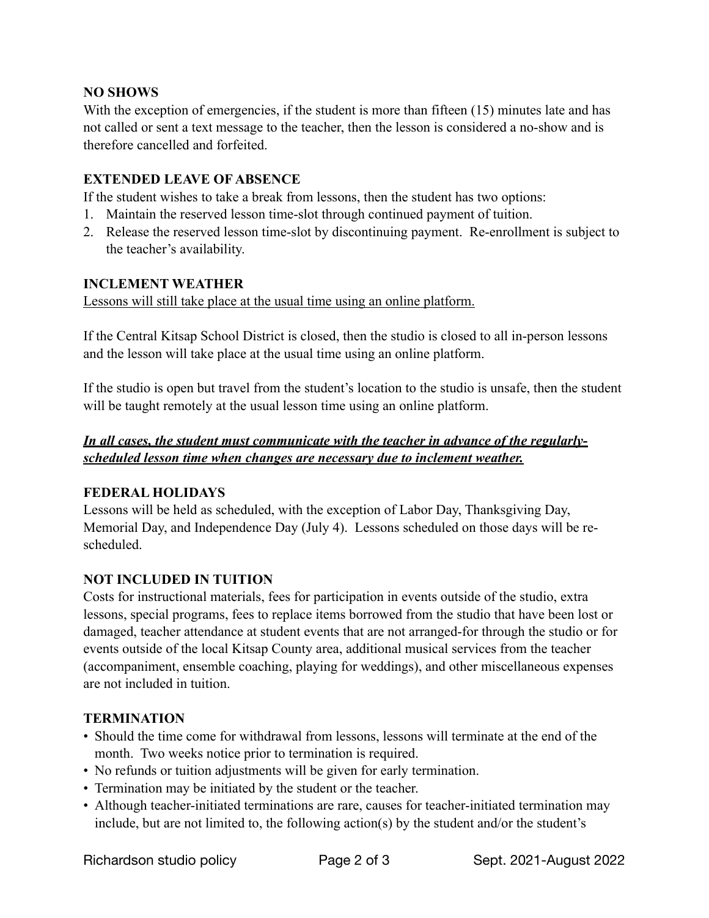**NO SHOWS**

With the exception of emergencies, if the student is more than fifteen (15) minutes late and has not called or sent a text message to the teacher, then the lesson is considered a no-show and is therefore cancelled and forfeited.

**EXTENDED LEAVE OF ABSENCE**

If the student wishes to take a break from lessons, then the student has two options:

1. Maintain the reserved lesson time-slot through continued payment of tuition.
2. Release the reserved lesson time-slot by discontinuing payment. Re-enrollment is subject to the teacher's availability.

**INCLEMENT WEATHER**

<u>Lessons will still take place at the usual time using an online platform.</u>

If the Central Kitsap School District is closed, then the studio is closed to all in-person lessons and the lesson will take place at the usual time using an online platform.

If the studio is open but travel from the student's location to the studio is unsafe, then the student will be taught remotely at the usual lesson time using an online platform.

***<u>In all cases, the student must communicate with the teacher in advance of the regularly-scheduled lesson time when changes are necessary due to inclement weather.</u>***

**FEDERAL HOLIDAYS**

Lessons will be held as scheduled, with the exception of Labor Day, Thanksgiving Day, Memorial Day, and Independence Day (July 4). Lessons scheduled on those days will be re-scheduled.

**NOT INCLUDED IN TUITION**

Costs for instructional materials, fees for participation in events outside of the studio, extra lessons, special programs, fees to replace items borrowed from the studio that have been lost or damaged, teacher attendance at student events that are not arranged-for through the studio or for events outside of the local Kitsap County area, additional musical services from the teacher (accompaniment, ensemble coaching, playing for weddings), and other miscellaneous expenses are not included in tuition.

**TERMINATION**

- Should the time come for withdrawal from lessons, lessons will terminate at the end of the month. Two weeks notice prior to termination is required.
- No refunds or tuition adjustments will be given for early termination.
- Termination may be initiated by the student or the teacher.
- Although teacher-initiated terminations are rare, causes for teacher-initiated termination may include, but are not limited to, the following action(s) by the student and/or the student's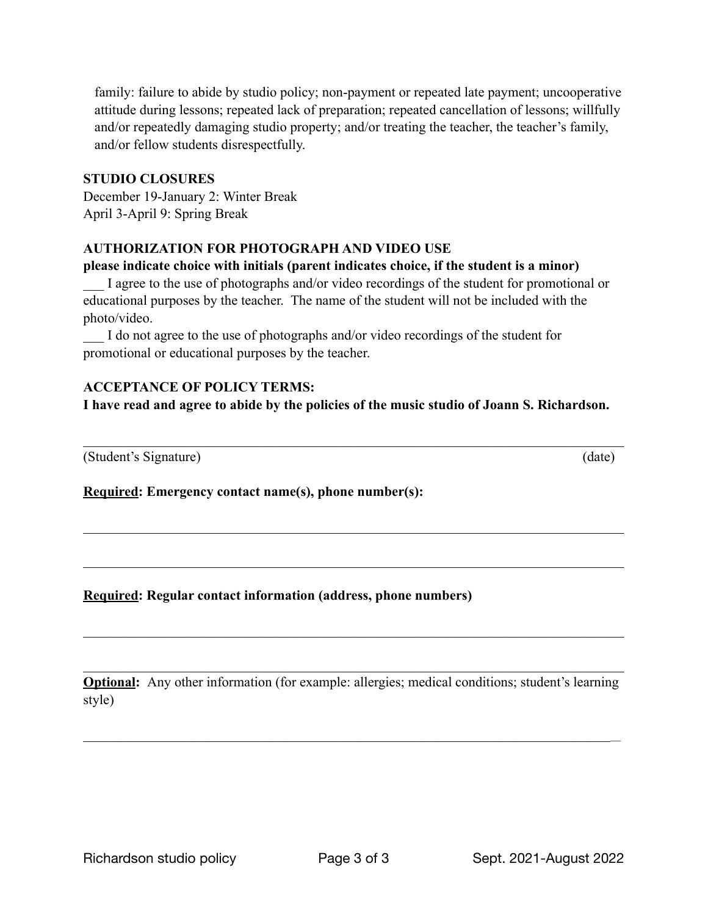family: failure to abide by studio policy; non-payment or repeated late payment; uncooperative attitude during lessons; repeated lack of preparation; repeated cancellation of lessons; willfully and/or repeatedly damaging studio property; and/or treating the teacher, the teacher's family, and/or fellow students disrespectfully.

**STUDIO CLOSURES**

December 19-January 2: Winter Break

April 3-April 9: Spring Break

**AUTHORIZATION FOR PHOTOGRAPH AND VIDEO USE**

**please indicate choice with initials (parent indicates choice, if the student is a minor)**

___ I agree to the use of photographs and/or video recordings of the student for promotional or educational purposes by the teacher. The name of the student will not be included with the photo/video.

___ I do not agree to the use of photographs and/or video recordings of the student for promotional or educational purposes by the teacher.

**ACCEPTANCE OF POLICY TERMS:**

**I have read and agree to abide by the policies of the music studio of Joann S. Richardson.**

_____________________________________________________________________________

(Student's Signature) (date)

**<u>Required</u>: Emergency contact name(s), phone number(s):**

_____________________________________________________________________________

_____________________________________________________________________________

**<u>Required</u>: Regular contact information (address, phone numbers)**

_____________________________________________________________________________

_____________________________________________________________________________

**<u>Optional</u>:** Any other information (for example: allergies; medical conditions; student's learning style)

_____________________________________________________________________________